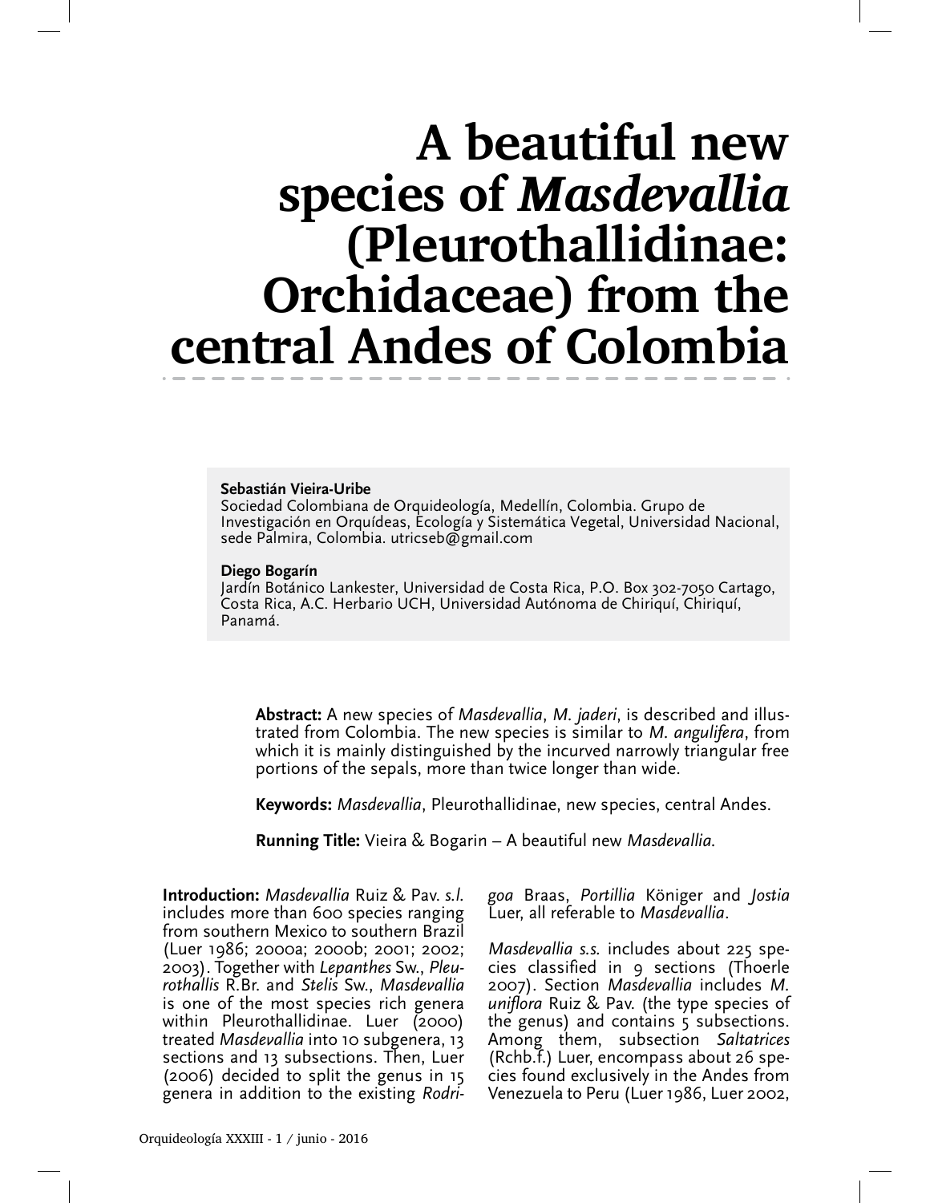# A beautiful new species of *Masdevallia* (Pleurothallidinae: Orchidaceae) from the central Andes of Colombia

**Sebastián Vieira-Uribe**
Sociedad Colombiana de Orquideología, Medellín, Colombia. Grupo de Investigación en Orquídeas, Ecología y Sistemática Vegetal, Universidad Nacional, sede Palmira, Colombia. utricseb@gmail.com

**Diego Bogarín**
Jardín Botánico Lankester, Universidad de Costa Rica, P.O. Box 302-7050 Cartago, Costa Rica, A.C. Herbario UCH, Universidad Autónoma de Chiriquí, Chiriquí, Panamá.

**Abstract:** A new species of *Masdevallia*, *M. jaderi*, is described and illustrated from Colombia. The new species is similar to *M. angulifera*, from which it is mainly distinguished by the incurved narrowly triangular free portions of the sepals, more than twice longer than wide.

**Keywords:** *Masdevallia*, Pleurothallidinae, new species, central Andes.

**Running Title:** Vieira & Bogarin – A beautiful new *Masdevallia*.

**Introduction:** *Masdevallia* Ruiz & Pav. *s.l.* includes more than 600 species ranging from southern Mexico to southern Brazil (Luer 1986; 2000a; 2000b; 2001; 2002; 2003). Together with *Lepanthes* Sw., *Pleurothallis* R.Br. and *Stelis* Sw., *Masdevallia* is one of the most species rich genera within Pleurothallidinae. Luer (2000) treated *Masdevallia* into 10 subgenera, 13 sections and 13 subsections. Then, Luer (2006) decided to split the genus in 15 genera in addition to the existing *Rodrigoa* Braas, *Portillia* Königer and *Jostia* Luer, all referable to *Masdevallia*.

*Masdevallia s.s.* includes about 225 species classified in 9 sections (Thoerle 2007). Section *Masdevallia* includes *M. uniflora* Ruiz & Pav. (the type species of the genus) and contains 5 subsections. Among them, subsection *Saltatrices* (Rchb.f.) Luer, encompass about 26 species found exclusively in the Andes from Venezuela to Peru (Luer 1986, Luer 2002,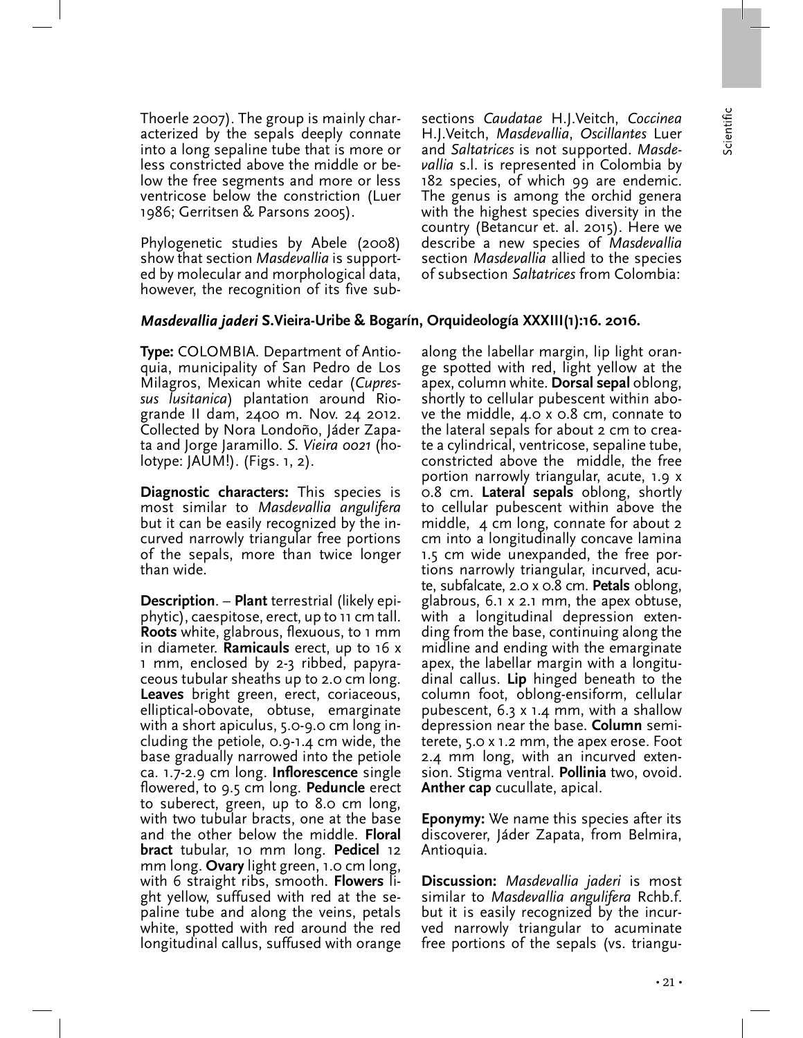Thoerle 2007). The group is mainly characterized by the sepals deeply connate into a long sepaline tube that is more or less constricted above the middle or below the free segments and more or less ventricose below the constriction (Luer 1986; Gerritsen & Parsons 2005).

Phylogenetic studies by Abele (2008) show that section *Masdevallia* is supported by molecular and morphological data, however, the recognition of its five subsections *Caudatae* H.J.Veitch, *Coccinea* H.J.Veitch, *Masdevallia*, *Oscillantes* Luer and *Saltatrices* is not supported. *Masdevallia* s.l. is represented in Colombia by 182 species, of which 99 are endemic. The genus is among the orchid genera with the highest species diversity in the country (Betancur et. al. 2015). Here we describe a new species of *Masdevallia* section *Masdevallia* allied to the species of subsection *Saltatrices* from Colombia:

## *Masdevallia jaderi* S.Vieira-Uribe & Bogarín, Orquideología XXXIII(1):16. 2016.

**Type:** COLOMBIA. Department of Antioquia, municipality of San Pedro de Los Milagros, Mexican white cedar (*Cupressus lusitanica*) plantation around Riogrande II dam, 2400 m. Nov. 24 2012. Collected by Nora Londoño, Jáder Zapata and Jorge Jaramillo. *S. Vieira 0021* (holotype: JAUM!). (Figs. 1, 2).

**Diagnostic characters:** This species is most similar to *Masdevallia angulifera* but it can be easily recognized by the incurved narrowly triangular free portions of the sepals, more than twice longer than wide.

**Description**. – **Plant** terrestrial (likely epiphytic), caespitose, erect, up to 11 cm tall. **Roots** white, glabrous, flexuous, to 1 mm in diameter. **Ramicauls** erect, up to 16 x 1 mm, enclosed by 2-3 ribbed, papyraceous tubular sheaths up to 2.0 cm long. **Leaves** bright green, erect, coriaceous, elliptical-obovate, obtuse, emarginate with a short apiculus, 5.0-9.0 cm long including the petiole, 0.9-1.4 cm wide, the base gradually narrowed into the petiole ca. 1.7-2.9 cm long. **Inflorescence** single flowered, to 9.5 cm long. **Peduncle** erect to suberect, green, up to 8.0 cm long, with two tubular bracts, one at the base and the other below the middle. **Floral bract** tubular, 10 mm long. **Pedicel** 12 mm long. **Ovary** light green, 1.0 cm long, with 6 straight ribs, smooth. **Flowers** light yellow, suffused with red at the sepaline tube and along the veins, petals white, spotted with red around the red longitudinal callus, suffused with orange along the labellar margin, lip light orange spotted with red, light yellow at the apex, column white. **Dorsal sepal** oblong, shortly to cellular pubescent within above the middle, 4.0 x 0.8 cm, connate to the lateral sepals for about 2 cm to create a cylindrical, ventricose, sepaline tube, constricted above the middle, the free portion narrowly triangular, acute, 1.9 x 0.8 cm. **Lateral sepals** oblong, shortly to cellular pubescent within above the middle, 4 cm long, connate for about 2 cm into a longitudinally concave lamina 1.5 cm wide unexpanded, the free portions narrowly triangular, incurved, acute, subfalcate, 2.0 x 0.8 cm. **Petals** oblong, glabrous, 6.1 x 2.1 mm, the apex obtuse, with a longitudinal depression extending from the base, continuing along the midline and ending with the emarginate apex, the labellar margin with a longitudinal callus. **Lip** hinged beneath to the column foot, oblong-ensiform, cellular pubescent, 6.3 x 1.4 mm, with a shallow depression near the base. **Column** semiterete, 5.0 x 1.2 mm, the apex erose. Foot 2.4 mm long, with an incurved extension. Stigma ventral. **Pollinia** two, ovoid. **Anther cap** cucullate, apical.

**Eponymy:** We name this species after its discoverer, Jáder Zapata, from Belmira, Antioquia.

**Discussion:** *Masdevallia jaderi* is most similar to *Masdevallia angulifera* Rchb.f. but it is easily recognized by the incurved narrowly triangular to acuminate free portions of the sepals (vs. triangu-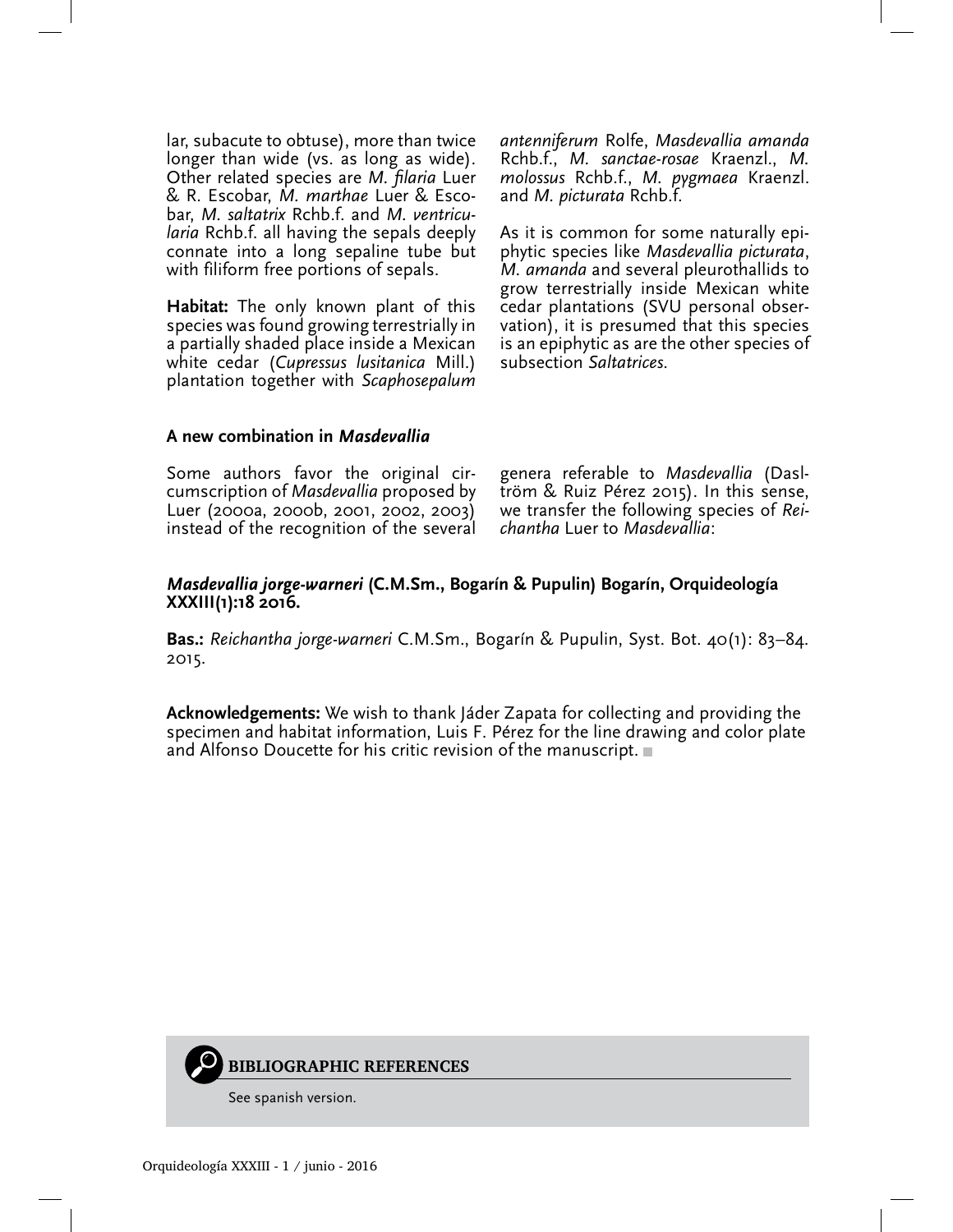lar, subacute to obtuse), more than twice longer than wide (vs. as long as wide). Other related species are *M. filaria* Luer & R. Escobar, *M. marthae* Luer & Escobar, *M. saltatrix* Rchb.f. and *M. ventricularia* Rchb.f. all having the sepals deeply connate into a long sepaline tube but with filiform free portions of sepals.

**Habitat:** The only known plant of this species was found growing terrestrially in a partially shaded place inside a Mexican white cedar (*Cupressus lusitanica* Mill.) plantation together with *Scaphosepalum antenniferum* Rolfe, *Masdevallia amanda* Rchb.f., *M. sanctae-rosae* Kraenzl., *M. molossus* Rchb.f., *M. pygmaea* Kraenzl. and *M. picturata* Rchb.f.

As it is common for some naturally epiphytic species like *Masdevallia picturata*, *M. amanda* and several pleurothallids to grow terrestrially inside Mexican white cedar plantations (SVU personal observation), it is presumed that this species is an epiphytic as are the other species of subsection *Saltatrices*.

## A new combination in *Masdevallia*

Some authors favor the original circumscription of *Masdevallia* proposed by Luer (2000a, 2000b, 2001, 2002, 2003) instead of the recognition of the several genera referable to *Masdevallia* (Daslström & Ruiz Pérez 2015). In this sense, we transfer the following species of *Reichantha* Luer to *Masdevallia*:

***Masdevallia jorge-warneri* (C.M.Sm., Bogarín & Pupulin) Bogarín, Orquideología XXXIII(1):18 2016.**

**Bas.:** *Reichantha jorge-warneri* C.M.Sm., Bogarín & Pupulin, Syst. Bot. 40(1): 83–84. 2015.

**Acknowledgements:** We wish to thank Jáder Zapata for collecting and providing the specimen and habitat information, Luis F. Pérez for the line drawing and color plate and Alfonso Doucette for his critic revision of the manuscript.

## BIBLIOGRAPHIC REFERENCES

See spanish version.